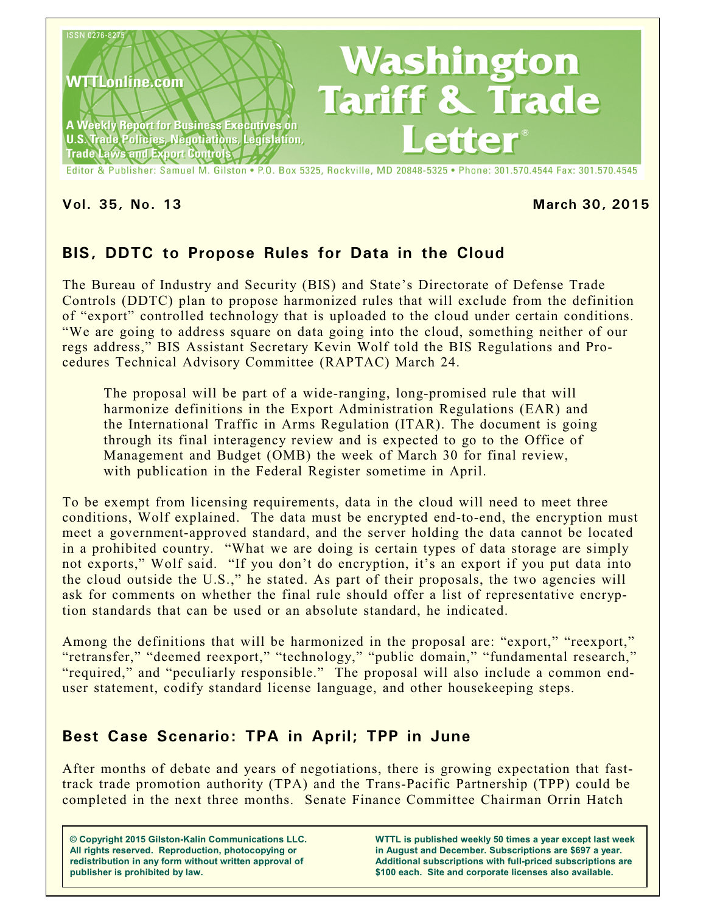ISSN 0276-8275

WTTLonline.com

A Weekly Report for Business Executives on U.S. Trade Policies, Negotiations, Legislation, Trade Laws and Export Controls

# Washington Tariff & Trade Letter®

Editor & Publisher: Samuel M. Gilston • P.O. Box 5325, Rockville, MD 20848-5325 • Phone: 301.570.4544 Fax: 301.570.4545

**Vol. 35, No. 13** **March 30, 2015**

## BIS, DDTC to Propose Rules for Data in the Cloud

The Bureau of Industry and Security (BIS) and State's Directorate of Defense Trade Controls (DDTC) plan to propose harmonized rules that will exclude from the definition of "export" controlled technology that is uploaded to the cloud under certain conditions. "We are going to address square on data going into the cloud, something neither of our regs address," BIS Assistant Secretary Kevin Wolf told the BIS Regulations and Procedures Technical Advisory Committee (RAPTAC) March 24.

> The proposal will be part of a wide-ranging, long-promised rule that will harmonize definitions in the Export Administration Regulations (EAR) and the International Traffic in Arms Regulation (ITAR). The document is going through its final interagency review and is expected to go to the Office of Management and Budget (OMB) the week of March 30 for final review, with publication in the Federal Register sometime in April.

To be exempt from licensing requirements, data in the cloud will need to meet three conditions, Wolf explained. The data must be encrypted end-to-end, the encryption must meet a government-approved standard, and the server holding the data cannot be located in a prohibited country. "What we are doing is certain types of data storage are simply not exports," Wolf said. "If you don't do encryption, it's an export if you put data into the cloud outside the U.S.," he stated. As part of their proposals, the two agencies will ask for comments on whether the final rule should offer a list of representative encryption standards that can be used or an absolute standard, he indicated.

Among the definitions that will be harmonized in the proposal are: "export," "reexport," "retransfer," "deemed reexport," "technology," "public domain," "fundamental research," "required," and "peculiarly responsible." The proposal will also include a common end-user statement, codify standard license language, and other housekeeping steps.

## Best Case Scenario: TPA in April; TPP in June

After months of debate and years of negotiations, there is growing expectation that fast-track trade promotion authority (TPA) and the Trans-Pacific Partnership (TPP) could be completed in the next three months. Senate Finance Committee Chairman Orrin Hatch

**© Copyright 2015 Gilston-Kalin Communications LLC. All rights reserved. Reproduction, photocopying or redistribution in any form without written approval of publisher is prohibited by law.**

**WTTL is published weekly 50 times a year except last week in August and December. Subscriptions are $697 a year. Additional subscriptions with full-priced subscriptions are $100 each. Site and corporate licenses also available.**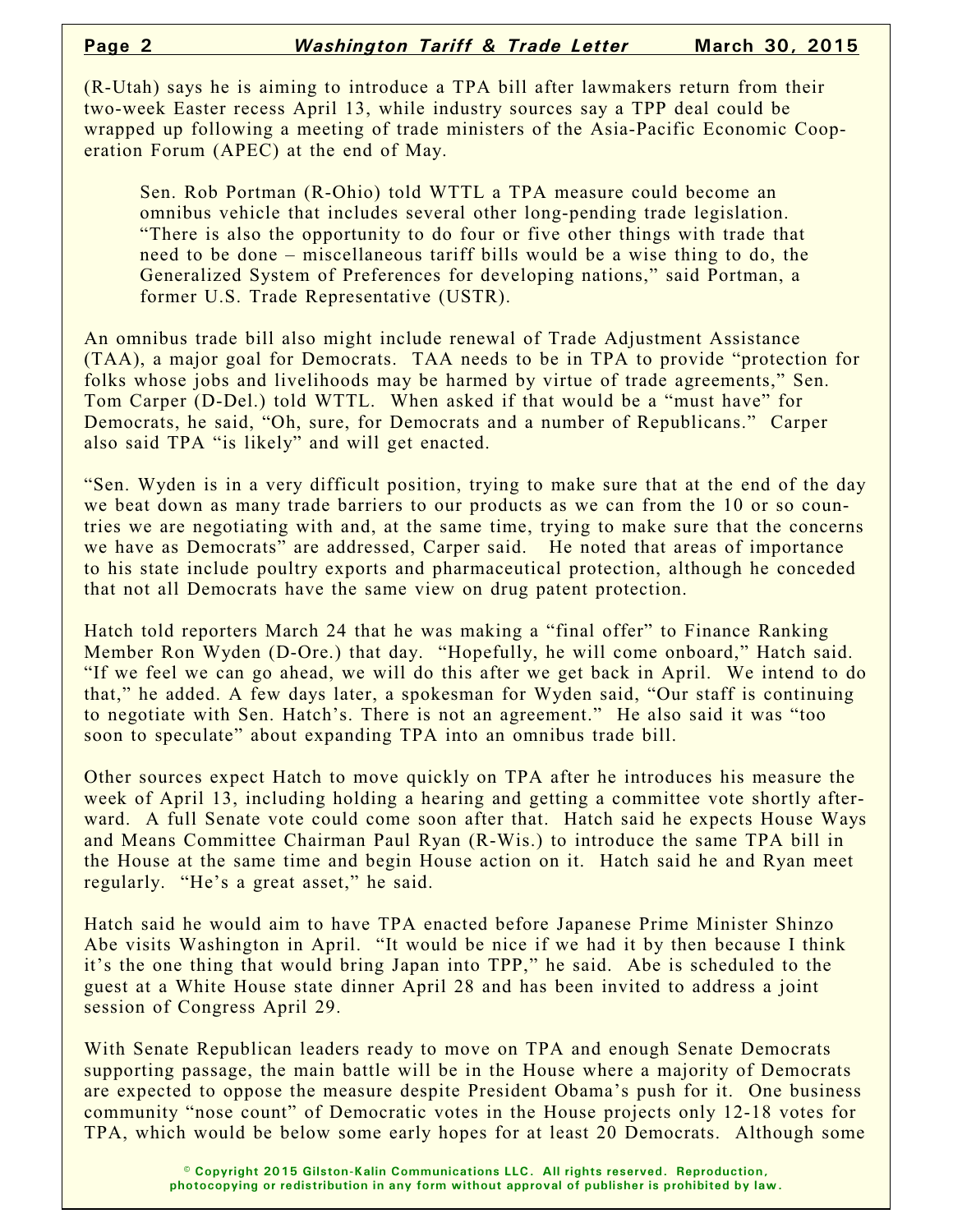(R-Utah) says he is aiming to introduce a TPA bill after lawmakers return from their two-week Easter recess April 13, while industry sources say a TPP deal could be wrapped up following a meeting of trade ministers of the Asia-Pacific Economic Cooperation Forum (APEC) at the end of May.

> Sen. Rob Portman (R-Ohio) told WTTL a TPA measure could become an omnibus vehicle that includes several other long-pending trade legislation. "There is also the opportunity to do four or five other things with trade that need to be done – miscellaneous tariff bills would be a wise thing to do, the Generalized System of Preferences for developing nations," said Portman, a former U.S. Trade Representative (USTR).

An omnibus trade bill also might include renewal of Trade Adjustment Assistance (TAA), a major goal for Democrats. TAA needs to be in TPA to provide "protection for folks whose jobs and livelihoods may be harmed by virtue of trade agreements," Sen. Tom Carper (D-Del.) told WTTL. When asked if that would be a "must have" for Democrats, he said, "Oh, sure, for Democrats and a number of Republicans." Carper also said TPA "is likely" and will get enacted.

"Sen. Wyden is in a very difficult position, trying to make sure that at the end of the day we beat down as many trade barriers to our products as we can from the 10 or so countries we are negotiating with and, at the same time, trying to make sure that the concerns we have as Democrats" are addressed, Carper said. He noted that areas of importance to his state include poultry exports and pharmaceutical protection, although he conceded that not all Democrats have the same view on drug patent protection.

Hatch told reporters March 24 that he was making a "final offer" to Finance Ranking Member Ron Wyden (D-Ore.) that day. "Hopefully, he will come onboard," Hatch said. "If we feel we can go ahead, we will do this after we get back in April. We intend to do that," he added. A few days later, a spokesman for Wyden said, "Our staff is continuing to negotiate with Sen. Hatch's. There is not an agreement." He also said it was "too soon to speculate" about expanding TPA into an omnibus trade bill.

Other sources expect Hatch to move quickly on TPA after he introduces his measure the week of April 13, including holding a hearing and getting a committee vote shortly afterward. A full Senate vote could come soon after that. Hatch said he expects House Ways and Means Committee Chairman Paul Ryan (R-Wis.) to introduce the same TPA bill in the House at the same time and begin House action on it. Hatch said he and Ryan meet regularly. "He's a great asset," he said.

Hatch said he would aim to have TPA enacted before Japanese Prime Minister Shinzo Abe visits Washington in April. "It would be nice if we had it by then because I think it's the one thing that would bring Japan into TPP," he said. Abe is scheduled to the guest at a White House state dinner April 28 and has been invited to address a joint session of Congress April 29.

With Senate Republican leaders ready to move on TPA and enough Senate Democrats supporting passage, the main battle will be in the House where a majority of Democrats are expected to oppose the measure despite President Obama's push for it. One business community "nose count" of Democratic votes in the House projects only 12-18 votes for TPA, which would be below some early hopes for at least 20 Democrats. Although some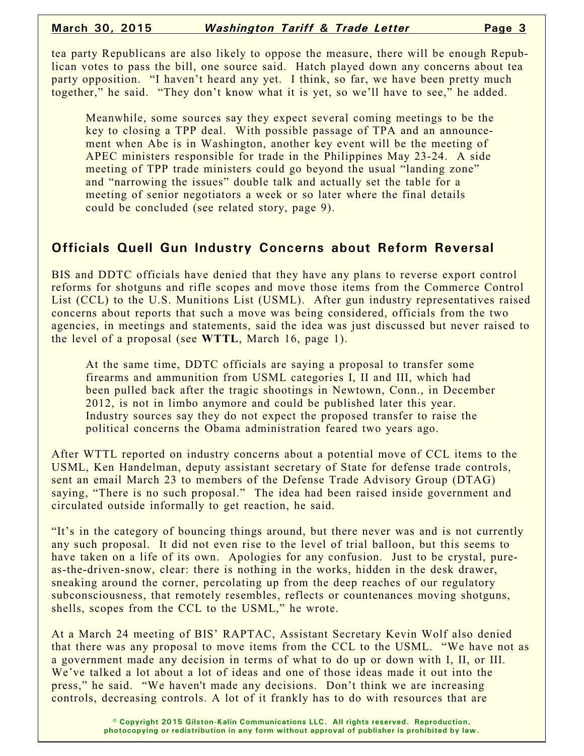tea party Republicans are also likely to oppose the measure, there will be enough Republican votes to pass the bill, one source said. Hatch played down any concerns about tea party opposition. "I haven't heard any yet. I think, so far, we have been pretty much together," he said. "They don't know what it is yet, so we'll have to see," he added.

Meanwhile, some sources say they expect several coming meetings to be the key to closing a TPP deal. With possible passage of TPA and an announcement when Abe is in Washington, another key event will be the meeting of APEC ministers responsible for trade in the Philippines May 23-24. A side meeting of TPP trade ministers could go beyond the usual "landing zone" and "narrowing the issues" double talk and actually set the table for a meeting of senior negotiators a week or so later where the final details could be concluded (see related story, page 9).

## Officials Quell Gun Industry Concerns about Reform Reversal

BIS and DDTC officials have denied that they have any plans to reverse export control reforms for shotguns and rifle scopes and move those items from the Commerce Control List (CCL) to the U.S. Munitions List (USML). After gun industry representatives raised concerns about reports that such a move was being considered, officials from the two agencies, in meetings and statements, said the idea was just discussed but never raised to the level of a proposal (see **WTTL**, March 16, page 1).

At the same time, DDTC officials are saying a proposal to transfer some firearms and ammunition from USML categories I, II and III, which had been pulled back after the tragic shootings in Newtown, Conn., in December 2012, is not in limbo anymore and could be published later this year. Industry sources say they do not expect the proposed transfer to raise the political concerns the Obama administration feared two years ago.

After WTTL reported on industry concerns about a potential move of CCL items to the USML, Ken Handelman, deputy assistant secretary of State for defense trade controls, sent an email March 23 to members of the Defense Trade Advisory Group (DTAG) saying, "There is no such proposal." The idea had been raised inside government and circulated outside informally to get reaction, he said.

"It's in the category of bouncing things around, but there never was and is not currently any such proposal. It did not even rise to the level of trial balloon, but this seems to have taken on a life of its own. Apologies for any confusion. Just to be crystal, pure-as-the-driven-snow, clear: there is nothing in the works, hidden in the desk drawer, sneaking around the corner, percolating up from the deep reaches of our regulatory subconsciousness, that remotely resembles, reflects or countenances moving shotguns, shells, scopes from the CCL to the USML," he wrote.

At a March 24 meeting of BIS' RAPTAC, Assistant Secretary Kevin Wolf also denied that there was any proposal to move items from the CCL to the USML. "We have not as a government made any decision in terms of what to do up or down with I, II, or III. We've talked a lot about a lot of ideas and one of those ideas made it out into the press," he said. "We haven't made any decisions. Don't think we are increasing controls, decreasing controls. A lot of it frankly has to do with resources that are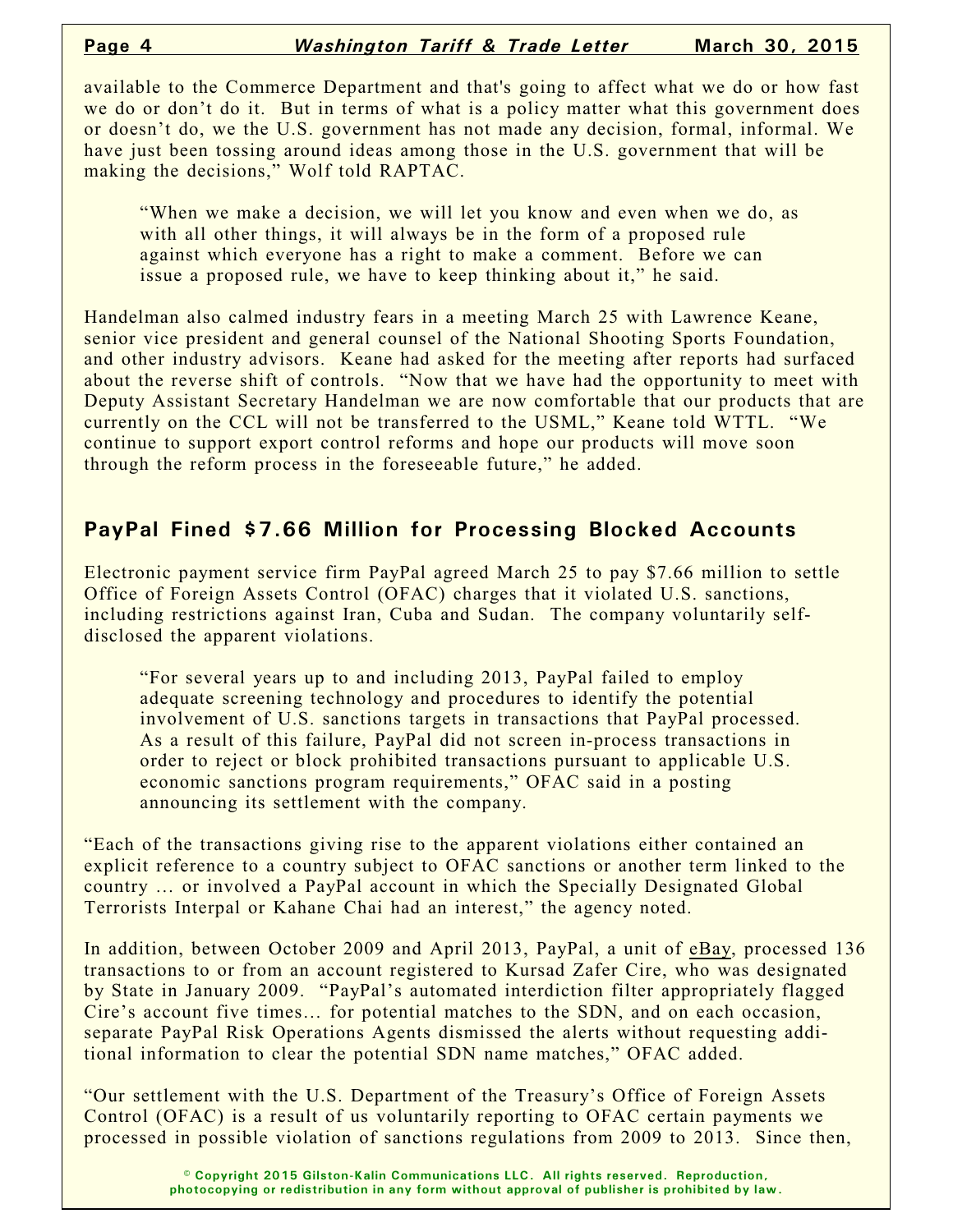available to the Commerce Department and that's going to affect what we do or how fast we do or don't do it. But in terms of what is a policy matter what this government does or doesn't do, we the U.S. government has not made any decision, formal, informal. We have just been tossing around ideas among those in the U.S. government that will be making the decisions," Wolf told RAPTAC.

> "When we make a decision, we will let you know and even when we do, as with all other things, it will always be in the form of a proposed rule against which everyone has a right to make a comment. Before we can issue a proposed rule, we have to keep thinking about it," he said.

Handelman also calmed industry fears in a meeting March 25 with Lawrence Keane, senior vice president and general counsel of the National Shooting Sports Foundation, and other industry advisors. Keane had asked for the meeting after reports had surfaced about the reverse shift of controls. "Now that we have had the opportunity to meet with Deputy Assistant Secretary Handelman we are now comfortable that our products that are currently on the CCL will not be transferred to the USML," Keane told WTTL. "We continue to support export control reforms and hope our products will move soon through the reform process in the foreseeable future," he added.

## PayPal Fined $7.66 Million for Processing Blocked Accounts

Electronic payment service firm PayPal agreed March 25 to pay $7.66 million to settle Office of Foreign Assets Control (OFAC) charges that it violated U.S. sanctions, including restrictions against Iran, Cuba and Sudan. The company voluntarily self-disclosed the apparent violations.

> "For several years up to and including 2013, PayPal failed to employ adequate screening technology and procedures to identify the potential involvement of U.S. sanctions targets in transactions that PayPal processed. As a result of this failure, PayPal did not screen in-process transactions in order to reject or block prohibited transactions pursuant to applicable U.S. economic sanctions program requirements," OFAC said in a posting announcing its settlement with the company.

"Each of the transactions giving rise to the apparent violations either contained an explicit reference to a country subject to OFAC sanctions or another term linked to the country … or involved a PayPal account in which the Specially Designated Global Terrorists Interpal or Kahane Chai had an interest," the agency noted.

In addition, between October 2009 and April 2013, PayPal, a unit of eBay, processed 136 transactions to or from an account registered to Kursad Zafer Cire, who was designated by State in January 2009. "PayPal's automated interdiction filter appropriately flagged Cire's account five times… for potential matches to the SDN, and on each occasion, separate PayPal Risk Operations Agents dismissed the alerts without requesting additional information to clear the potential SDN name matches," OFAC added.

"Our settlement with the U.S. Department of the Treasury's Office of Foreign Assets Control (OFAC) is a result of us voluntarily reporting to OFAC certain payments we processed in possible violation of sanctions regulations from 2009 to 2013. Since then,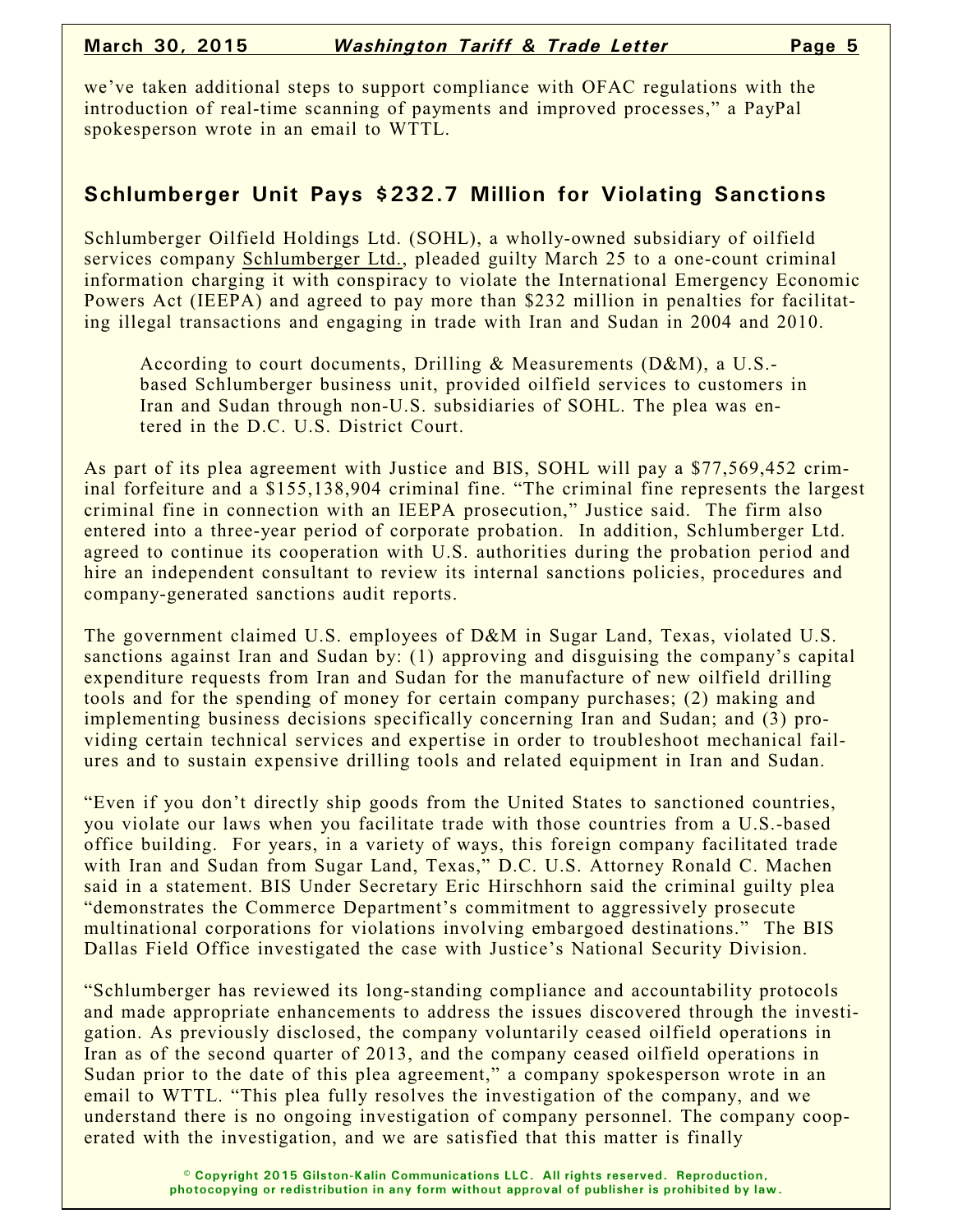we've taken additional steps to support compliance with OFAC regulations with the introduction of real-time scanning of payments and improved processes," a PayPal spokesperson wrote in an email to WTTL.

## Schlumberger Unit Pays $232.7 Million for Violating Sanctions

Schlumberger Oilfield Holdings Ltd. (SOHL), a wholly-owned subsidiary of oilfield services company Schlumberger Ltd., pleaded guilty March 25 to a one-count criminal information charging it with conspiracy to violate the International Emergency Economic Powers Act (IEEPA) and agreed to pay more than $232 million in penalties for facilitating illegal transactions and engaging in trade with Iran and Sudan in 2004 and 2010.

> According to court documents, Drilling & Measurements (D&M), a U.S.-based Schlumberger business unit, provided oilfield services to customers in Iran and Sudan through non-U.S. subsidiaries of SOHL. The plea was entered in the D.C. U.S. District Court.

As part of its plea agreement with Justice and BIS, SOHL will pay a $77,569,452 criminal forfeiture and a $155,138,904 criminal fine. "The criminal fine represents the largest criminal fine in connection with an IEEPA prosecution," Justice said. The firm also entered into a three-year period of corporate probation. In addition, Schlumberger Ltd. agreed to continue its cooperation with U.S. authorities during the probation period and hire an independent consultant to review its internal sanctions policies, procedures and company-generated sanctions audit reports.

The government claimed U.S. employees of D&M in Sugar Land, Texas, violated U.S. sanctions against Iran and Sudan by: (1) approving and disguising the company's capital expenditure requests from Iran and Sudan for the manufacture of new oilfield drilling tools and for the spending of money for certain company purchases; (2) making and implementing business decisions specifically concerning Iran and Sudan; and (3) providing certain technical services and expertise in order to troubleshoot mechanical failures and to sustain expensive drilling tools and related equipment in Iran and Sudan.

"Even if you don't directly ship goods from the United States to sanctioned countries, you violate our laws when you facilitate trade with those countries from a U.S.-based office building. For years, in a variety of ways, this foreign company facilitated trade with Iran and Sudan from Sugar Land, Texas," D.C. U.S. Attorney Ronald C. Machen said in a statement. BIS Under Secretary Eric Hirschhorn said the criminal guilty plea "demonstrates the Commerce Department's commitment to aggressively prosecute multinational corporations for violations involving embargoed destinations." The BIS Dallas Field Office investigated the case with Justice's National Security Division.

"Schlumberger has reviewed its long-standing compliance and accountability protocols and made appropriate enhancements to address the issues discovered through the investigation. As previously disclosed, the company voluntarily ceased oilfield operations in Iran as of the second quarter of 2013, and the company ceased oilfield operations in Sudan prior to the date of this plea agreement," a company spokesperson wrote in an email to WTTL. "This plea fully resolves the investigation of the company, and we understand there is no ongoing investigation of company personnel. The company cooperated with the investigation, and we are satisfied that this matter is finally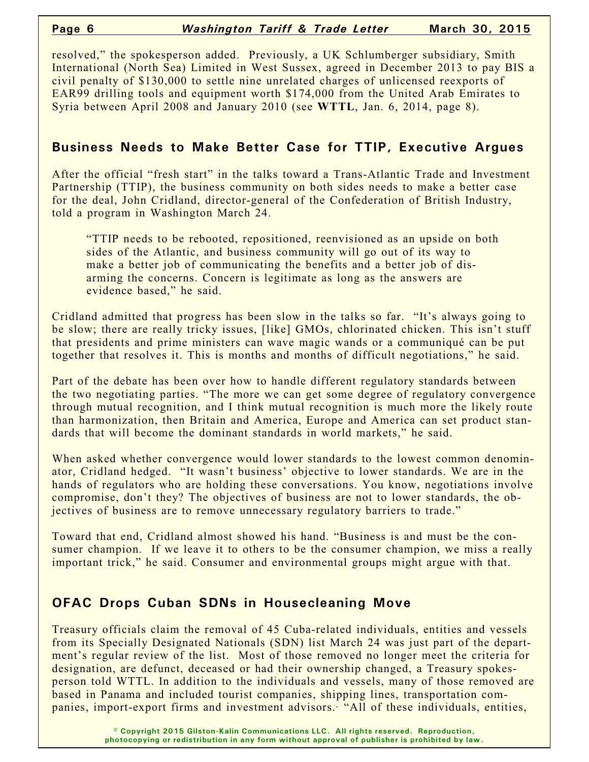resolved," the spokesperson added. Previously, a UK Schlumberger subsidiary, Smith International (North Sea) Limited in West Sussex, agreed in December 2013 to pay BIS a civil penalty of $130,000 to settle nine unrelated charges of unlicensed reexports of EAR99 drilling tools and equipment worth $174,000 from the United Arab Emirates to Syria between April 2008 and January 2010 (see **WTTL**, Jan. 6, 2014, page 8).

## Business Needs to Make Better Case for TTIP, Executive Argues

After the official "fresh start" in the talks toward a Trans-Atlantic Trade and Investment Partnership (TTIP), the business community on both sides needs to make a better case for the deal, John Cridland, director-general of the Confederation of British Industry, told a program in Washington March 24.

> "TTIP needs to be rebooted, repositioned, reenvisioned as an upside on both sides of the Atlantic, and business community will go out of its way to make a better job of communicating the benefits and a better job of disarming the concerns. Concern is legitimate as long as the answers are evidence based," he said.

Cridland admitted that progress has been slow in the talks so far. "It's always going to be slow; there are really tricky issues, [like] GMOs, chlorinated chicken. This isn't stuff that presidents and prime ministers can wave magic wands or a communiqué can be put together that resolves it. This is months and months of difficult negotiations," he said.

Part of the debate has been over how to handle different regulatory standards between the two negotiating parties. "The more we can get some degree of regulatory convergence through mutual recognition, and I think mutual recognition is much more the likely route than harmonization, then Britain and America, Europe and America can set product standards that will become the dominant standards in world markets," he said.

When asked whether convergence would lower standards to the lowest common denominator, Cridland hedged. "It wasn't business' objective to lower standards. We are in the hands of regulators who are holding these conversations. You know, negotiations involve compromise, don't they? The objectives of business are not to lower standards, the objectives of business are to remove unnecessary regulatory barriers to trade."

Toward that end, Cridland almost showed his hand. "Business is and must be the consumer champion. If we leave it to others to be the consumer champion, we miss a really important trick," he said. Consumer and environmental groups might argue with that.

## OFAC Drops Cuban SDNs in Housecleaning Move

Treasury officials claim the removal of 45 Cuba-related individuals, entities and vessels from its Specially Designated Nationals (SDN) list March 24 was just part of the department's regular review of the list. Most of those removed no longer meet the criteria for designation, are defunct, deceased or had their ownership changed, a Treasury spokesperson told WTTL. In addition to the individuals and vessels, many of those removed are based in Panama and included tourist companies, shipping lines, transportation companies, import-export firms and investment advisors.· "All of these individuals, entities,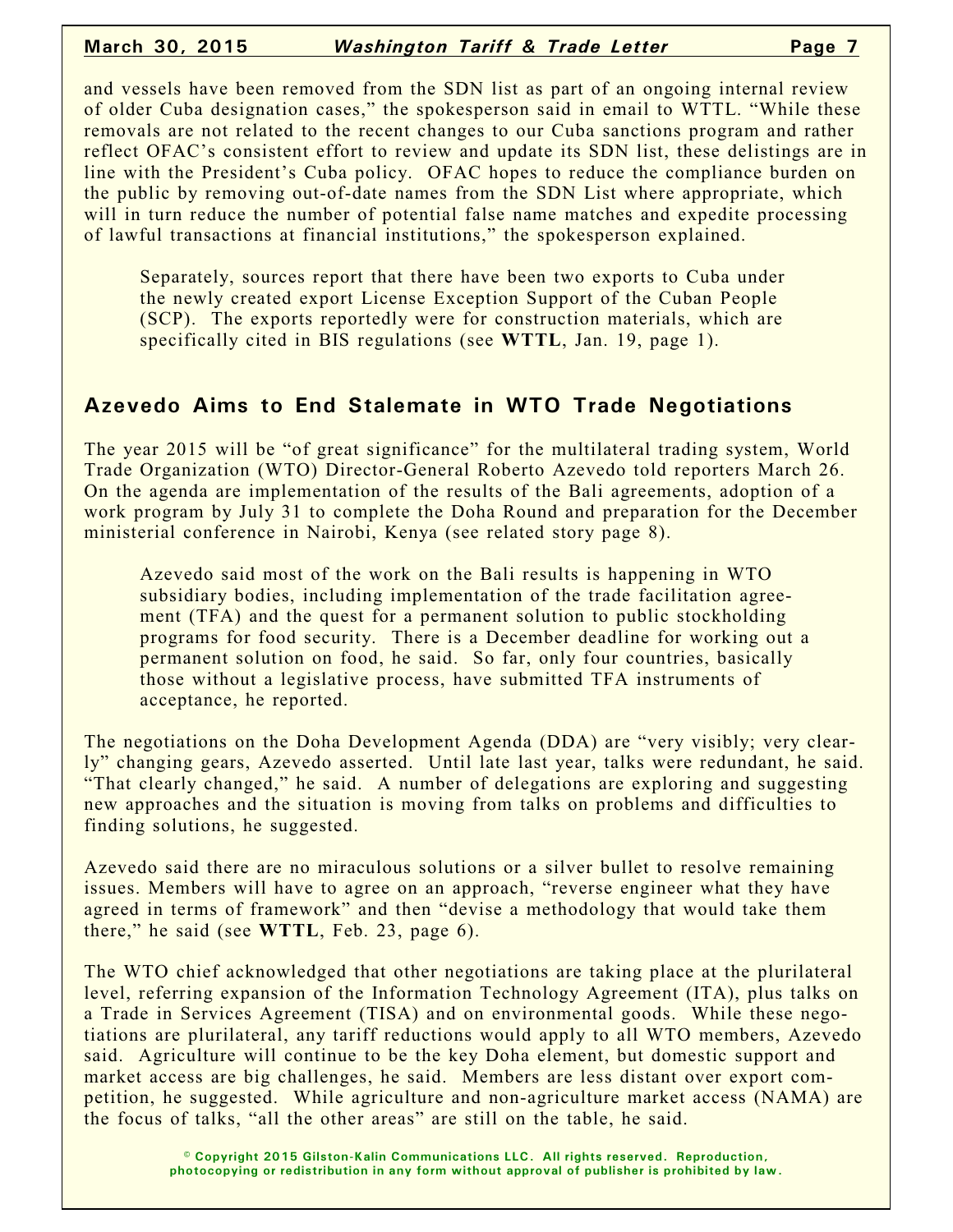and vessels have been removed from the SDN list as part of an ongoing internal review of older Cuba designation cases," the spokesperson said in email to WTTL. "While these removals are not related to the recent changes to our Cuba sanctions program and rather reflect OFAC's consistent effort to review and update its SDN list, these delistings are in line with the President's Cuba policy. OFAC hopes to reduce the compliance burden on the public by removing out-of-date names from the SDN List where appropriate, which will in turn reduce the number of potential false name matches and expedite processing of lawful transactions at financial institutions," the spokesperson explained.

Separately, sources report that there have been two exports to Cuba under the newly created export License Exception Support of the Cuban People (SCP). The exports reportedly were for construction materials, which are specifically cited in BIS regulations (see **WTTL**, Jan. 19, page 1).

## Azevedo Aims to End Stalemate in WTO Trade Negotiations

The year 2015 will be "of great significance" for the multilateral trading system, World Trade Organization (WTO) Director-General Roberto Azevedo told reporters March 26. On the agenda are implementation of the results of the Bali agreements, adoption of a work program by July 31 to complete the Doha Round and preparation for the December ministerial conference in Nairobi, Kenya (see related story page 8).

Azevedo said most of the work on the Bali results is happening in WTO subsidiary bodies, including implementation of the trade facilitation agreement (TFA) and the quest for a permanent solution to public stockholding programs for food security. There is a December deadline for working out a permanent solution on food, he said. So far, only four countries, basically those without a legislative process, have submitted TFA instruments of acceptance, he reported.

The negotiations on the Doha Development Agenda (DDA) are "very visibly; very clearly" changing gears, Azevedo asserted. Until late last year, talks were redundant, he said. "That clearly changed," he said. A number of delegations are exploring and suggesting new approaches and the situation is moving from talks on problems and difficulties to finding solutions, he suggested.

Azevedo said there are no miraculous solutions or a silver bullet to resolve remaining issues. Members will have to agree on an approach, "reverse engineer what they have agreed in terms of framework" and then "devise a methodology that would take them there," he said (see **WTTL**, Feb. 23, page 6).

The WTO chief acknowledged that other negotiations are taking place at the plurilateral level, referring expansion of the Information Technology Agreement (ITA), plus talks on a Trade in Services Agreement (TISA) and on environmental goods. While these negotiations are plurilateral, any tariff reductions would apply to all WTO members, Azevedo said. Agriculture will continue to be the key Doha element, but domestic support and market access are big challenges, he said. Members are less distant over export competition, he suggested. While agriculture and non-agriculture market access (NAMA) are the focus of talks, "all the other areas" are still on the table, he said.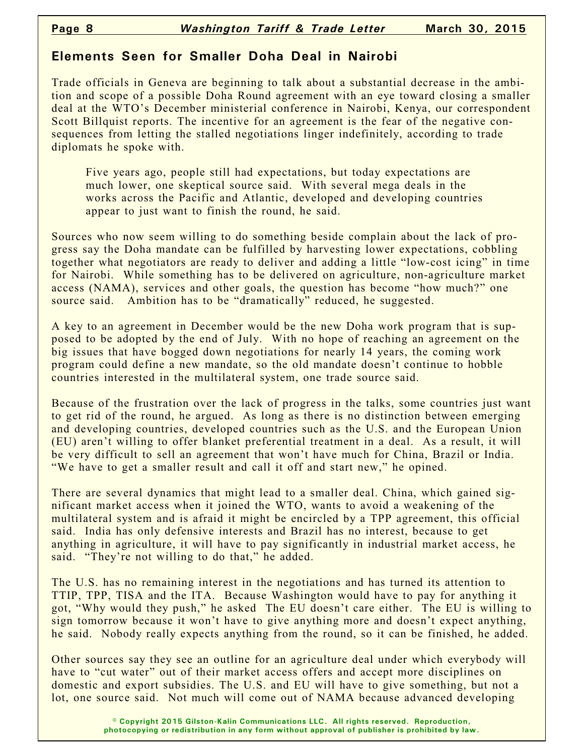## Elements Seen for Smaller Doha Deal in Nairobi

Trade officials in Geneva are beginning to talk about a substantial decrease in the ambition and scope of a possible Doha Round agreement with an eye toward closing a smaller deal at the WTO's December ministerial conference in Nairobi, Kenya, our correspondent Scott Billquist reports. The incentive for an agreement is the fear of the negative consequences from letting the stalled negotiations linger indefinitely, according to trade diplomats he spoke with.

> Five years ago, people still had expectations, but today expectations are much lower, one skeptical source said. With several mega deals in the works across the Pacific and Atlantic, developed and developing countries appear to just want to finish the round, he said.

Sources who now seem willing to do something beside complain about the lack of progress say the Doha mandate can be fulfilled by harvesting lower expectations, cobbling together what negotiators are ready to deliver and adding a little "low-cost icing" in time for Nairobi. While something has to be delivered on agriculture, non-agriculture market access (NAMA), services and other goals, the question has become "how much?" one source said. Ambition has to be "dramatically" reduced, he suggested.

A key to an agreement in December would be the new Doha work program that is supposed to be adopted by the end of July. With no hope of reaching an agreement on the big issues that have bogged down negotiations for nearly 14 years, the coming work program could define a new mandate, so the old mandate doesn't continue to hobble countries interested in the multilateral system, one trade source said.

Because of the frustration over the lack of progress in the talks, some countries just want to get rid of the round, he argued. As long as there is no distinction between emerging and developing countries, developed countries such as the U.S. and the European Union (EU) aren't willing to offer blanket preferential treatment in a deal. As a result, it will be very difficult to sell an agreement that won't have much for China, Brazil or India. "We have to get a smaller result and call it off and start new," he opined.

There are several dynamics that might lead to a smaller deal. China, which gained significant market access when it joined the WTO, wants to avoid a weakening of the multilateral system and is afraid it might be encircled by a TPP agreement, this official said. India has only defensive interests and Brazil has no interest, because to get anything in agriculture, it will have to pay significantly in industrial market access, he said. "They're not willing to do that," he added.

The U.S. has no remaining interest in the negotiations and has turned its attention to TTIP, TPP, TISA and the ITA. Because Washington would have to pay for anything it got, "Why would they push," he asked The EU doesn't care either. The EU is willing to sign tomorrow because it won't have to give anything more and doesn't expect anything, he said. Nobody really expects anything from the round, so it can be finished, he added.

Other sources say they see an outline for an agriculture deal under which everybody will have to "cut water" out of their market access offers and accept more disciplines on domestic and export subsidies. The U.S. and EU will have to give something, but not a lot, one source said. Not much will come out of NAMA because advanced developing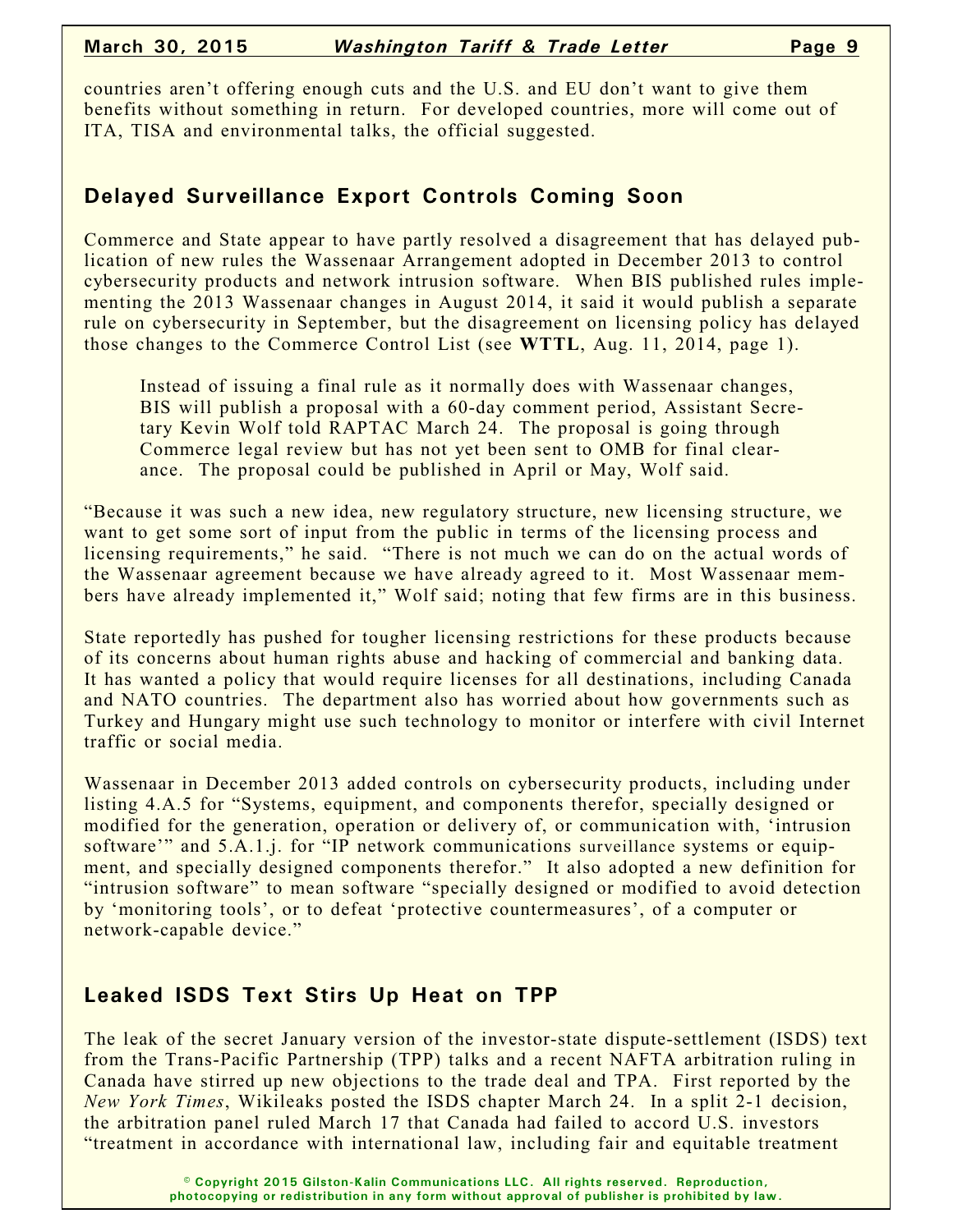countries aren't offering enough cuts and the U.S. and EU don't want to give them benefits without something in return. For developed countries, more will come out of ITA, TISA and environmental talks, the official suggested.

## Delayed Surveillance Export Controls Coming Soon

Commerce and State appear to have partly resolved a disagreement that has delayed publication of new rules the Wassenaar Arrangement adopted in December 2013 to control cybersecurity products and network intrusion software. When BIS published rules implementing the 2013 Wassenaar changes in August 2014, it said it would publish a separate rule on cybersecurity in September, but the disagreement on licensing policy has delayed those changes to the Commerce Control List (see **WTTL**, Aug. 11, 2014, page 1).

> Instead of issuing a final rule as it normally does with Wassenaar changes, BIS will publish a proposal with a 60-day comment period, Assistant Secretary Kevin Wolf told RAPTAC March 24. The proposal is going through Commerce legal review but has not yet been sent to OMB for final clearance. The proposal could be published in April or May, Wolf said.

"Because it was such a new idea, new regulatory structure, new licensing structure, we want to get some sort of input from the public in terms of the licensing process and licensing requirements," he said. "There is not much we can do on the actual words of the Wassenaar agreement because we have already agreed to it. Most Wassenaar members have already implemented it," Wolf said; noting that few firms are in this business.

State reportedly has pushed for tougher licensing restrictions for these products because of its concerns about human rights abuse and hacking of commercial and banking data. It has wanted a policy that would require licenses for all destinations, including Canada and NATO countries. The department also has worried about how governments such as Turkey and Hungary might use such technology to monitor or interfere with civil Internet traffic or social media.

Wassenaar in December 2013 added controls on cybersecurity products, including under listing 4.A.5 for "Systems, equipment, and components therefor, specially designed or modified for the generation, operation or delivery of, or communication with, 'intrusion software'" and 5.A.1.j. for "IP network communications surveillance systems or equipment, and specially designed components therefor." It also adopted a new definition for "intrusion software" to mean software "specially designed or modified to avoid detection by 'monitoring tools', or to defeat 'protective countermeasures', of a computer or network-capable device."

## Leaked ISDS Text Stirs Up Heat on TPP

The leak of the secret January version of the investor-state dispute-settlement (ISDS) text from the Trans-Pacific Partnership (TPP) talks and a recent NAFTA arbitration ruling in Canada have stirred up new objections to the trade deal and TPA. First reported by the *New York Times*, Wikileaks posted the ISDS chapter March 24. In a split 2-1 decision, the arbitration panel ruled March 17 that Canada had failed to accord U.S. investors "treatment in accordance with international law, including fair and equitable treatment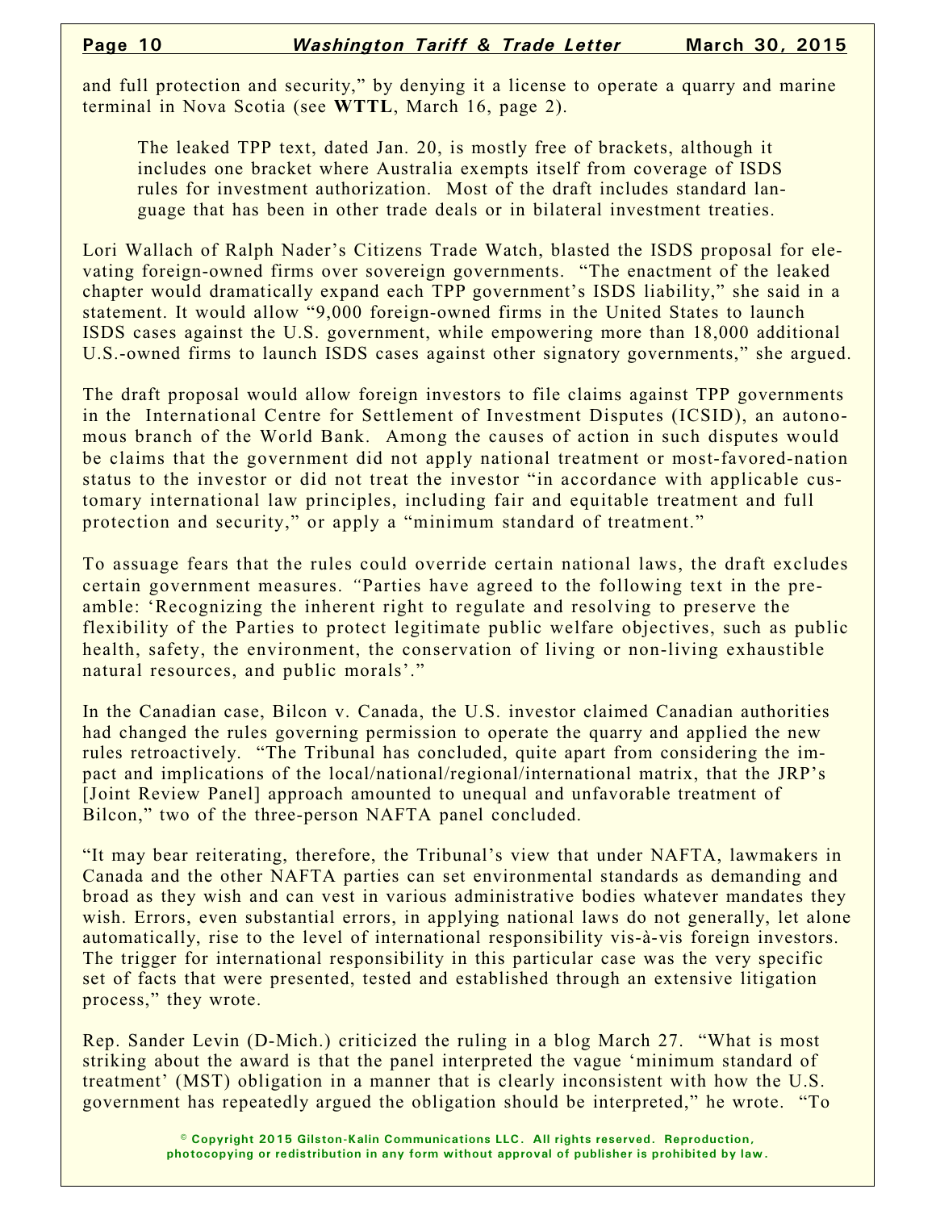and full protection and security," by denying it a license to operate a quarry and marine terminal in Nova Scotia (see **WTTL**, March 16, page 2).

> The leaked TPP text, dated Jan. 20, is mostly free of brackets, although it includes one bracket where Australia exempts itself from coverage of ISDS rules for investment authorization. Most of the draft includes standard language that has been in other trade deals or in bilateral investment treaties.

Lori Wallach of Ralph Nader's Citizens Trade Watch, blasted the ISDS proposal for elevating foreign-owned firms over sovereign governments. "The enactment of the leaked chapter would dramatically expand each TPP government's ISDS liability," she said in a statement. It would allow "9,000 foreign-owned firms in the United States to launch ISDS cases against the U.S. government, while empowering more than 18,000 additional U.S.-owned firms to launch ISDS cases against other signatory governments," she argued.

The draft proposal would allow foreign investors to file claims against TPP governments in the International Centre for Settlement of Investment Disputes (ICSID), an autonomous branch of the World Bank. Among the causes of action in such disputes would be claims that the government did not apply national treatment or most-favored-nation status to the investor or did not treat the investor "in accordance with applicable customary international law principles, including fair and equitable treatment and full protection and security," or apply a "minimum standard of treatment."

To assuage fears that the rules could override certain national laws, the draft excludes certain government measures. "Parties have agreed to the following text in the preamble: 'Recognizing the inherent right to regulate and resolving to preserve the flexibility of the Parties to protect legitimate public welfare objectives, such as public health, safety, the environment, the conservation of living or non-living exhaustible natural resources, and public morals'."

In the Canadian case, Bilcon v. Canada, the U.S. investor claimed Canadian authorities had changed the rules governing permission to operate the quarry and applied the new rules retroactively. "The Tribunal has concluded, quite apart from considering the impact and implications of the local/national/regional/international matrix, that the JRP's [Joint Review Panel] approach amounted to unequal and unfavorable treatment of Bilcon," two of the three-person NAFTA panel concluded.

"It may bear reiterating, therefore, the Tribunal's view that under NAFTA, lawmakers in Canada and the other NAFTA parties can set environmental standards as demanding and broad as they wish and can vest in various administrative bodies whatever mandates they wish. Errors, even substantial errors, in applying national laws do not generally, let alone automatically, rise to the level of international responsibility vis-à-vis foreign investors. The trigger for international responsibility in this particular case was the very specific set of facts that were presented, tested and established through an extensive litigation process," they wrote.

Rep. Sander Levin (D-Mich.) criticized the ruling in a blog March 27. "What is most striking about the award is that the panel interpreted the vague 'minimum standard of treatment' (MST) obligation in a manner that is clearly inconsistent with how the U.S. government has repeatedly argued the obligation should be interpreted," he wrote. "To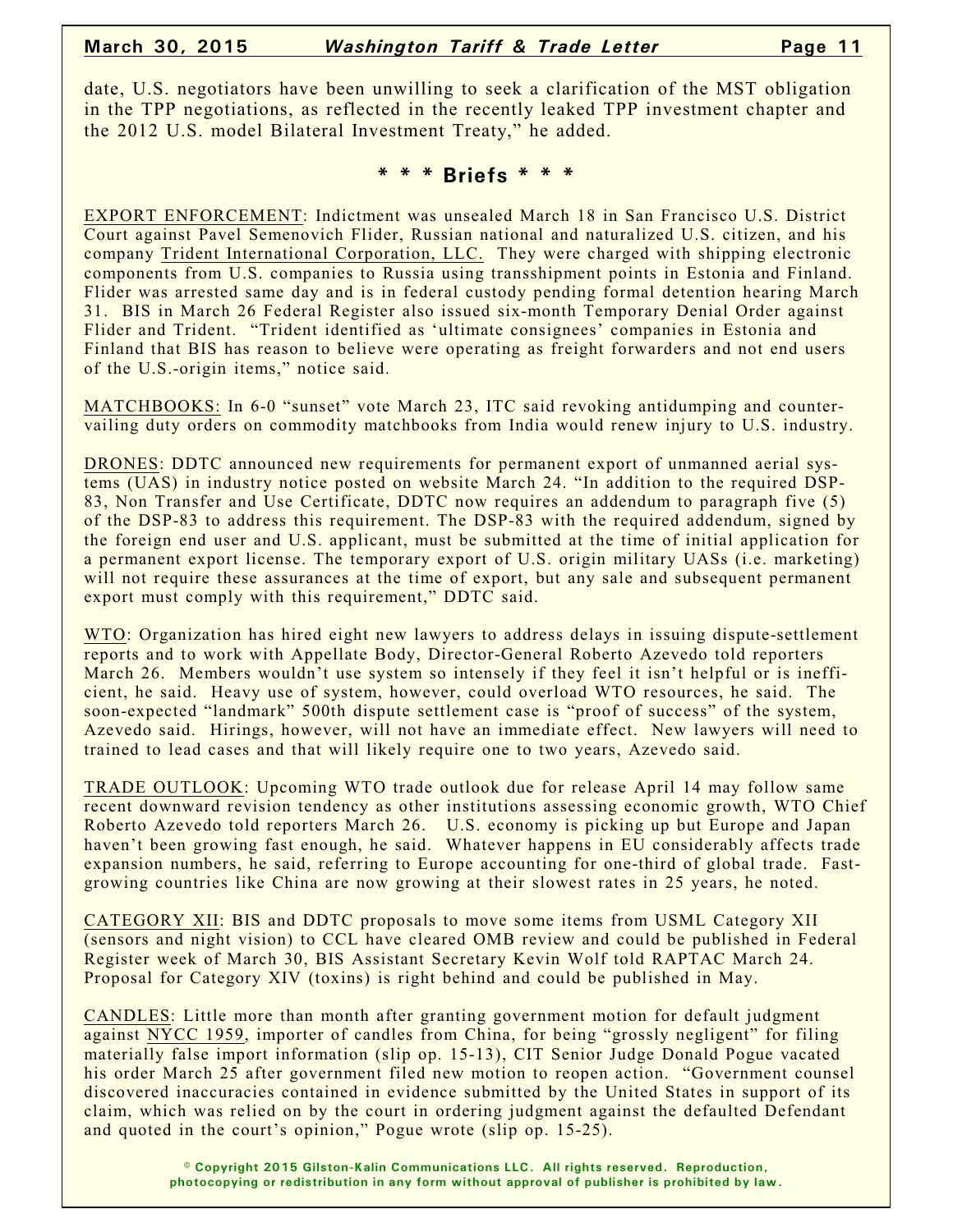date, U.S. negotiators have been unwilling to seek a clarification of the MST obligation in the TPP negotiations, as reflected in the recently leaked TPP investment chapter and the 2012 U.S. model Bilateral Investment Treaty," he added.

## * * * Briefs * * *

EXPORT ENFORCEMENT: Indictment was unsealed March 18 in San Francisco U.S. District Court against Pavel Semenovich Flider, Russian national and naturalized U.S. citizen, and his company Trident International Corporation, LLC. They were charged with shipping electronic components from U.S. companies to Russia using transshipment points in Estonia and Finland. Flider was arrested same day and is in federal custody pending formal detention hearing March 31. BIS in March 26 Federal Register also issued six-month Temporary Denial Order against Flider and Trident. "Trident identified as 'ultimate consignees' companies in Estonia and Finland that BIS has reason to believe were operating as freight forwarders and not end users of the U.S.-origin items," notice said.

MATCHBOOKS: In 6-0 "sunset" vote March 23, ITC said revoking antidumping and countervailing duty orders on commodity matchbooks from India would renew injury to U.S. industry.

DRONES: DDTC announced new requirements for permanent export of unmanned aerial systems (UAS) in industry notice posted on website March 24. "In addition to the required DSP-83, Non Transfer and Use Certificate, DDTC now requires an addendum to paragraph five (5) of the DSP-83 to address this requirement. The DSP-83 with the required addendum, signed by the foreign end user and U.S. applicant, must be submitted at the time of initial application for a permanent export license. The temporary export of U.S. origin military UASs (i.e. marketing) will not require these assurances at the time of export, but any sale and subsequent permanent export must comply with this requirement," DDTC said.

WTO: Organization has hired eight new lawyers to address delays in issuing dispute-settlement reports and to work with Appellate Body, Director-General Roberto Azevedo told reporters March 26. Members wouldn't use system so intensely if they feel it isn't helpful or is inefficient, he said. Heavy use of system, however, could overload WTO resources, he said. The soon-expected "landmark" 500th dispute settlement case is "proof of success" of the system, Azevedo said. Hirings, however, will not have an immediate effect. New lawyers will need to trained to lead cases and that will likely require one to two years, Azevedo said.

TRADE OUTLOOK: Upcoming WTO trade outlook due for release April 14 may follow same recent downward revision tendency as other institutions assessing economic growth, WTO Chief Roberto Azevedo told reporters March 26. U.S. economy is picking up but Europe and Japan haven't been growing fast enough, he said. Whatever happens in EU considerably affects trade expansion numbers, he said, referring to Europe accounting for one-third of global trade. Fast-growing countries like China are now growing at their slowest rates in 25 years, he noted.

CATEGORY XII: BIS and DDTC proposals to move some items from USML Category XII (sensors and night vision) to CCL have cleared OMB review and could be published in Federal Register week of March 30, BIS Assistant Secretary Kevin Wolf told RAPTAC March 24. Proposal for Category XIV (toxins) is right behind and could be published in May.

CANDLES: Little more than month after granting government motion for default judgment against NYCC 1959, importer of candles from China, for being "grossly negligent" for filing materially false import information (slip op. 15-13), CIT Senior Judge Donald Pogue vacated his order March 25 after government filed new motion to reopen action. "Government counsel discovered inaccuracies contained in evidence submitted by the United States in support of its claim, which was relied on by the court in ordering judgment against the defaulted Defendant and quoted in the court's opinion," Pogue wrote (slip op. 15-25).

© Copyright 2015 Gilston-Kalin Communications LLC. All rights reserved. Reproduction, photocopying or redistribution in any form without approval of publisher is prohibited by law.